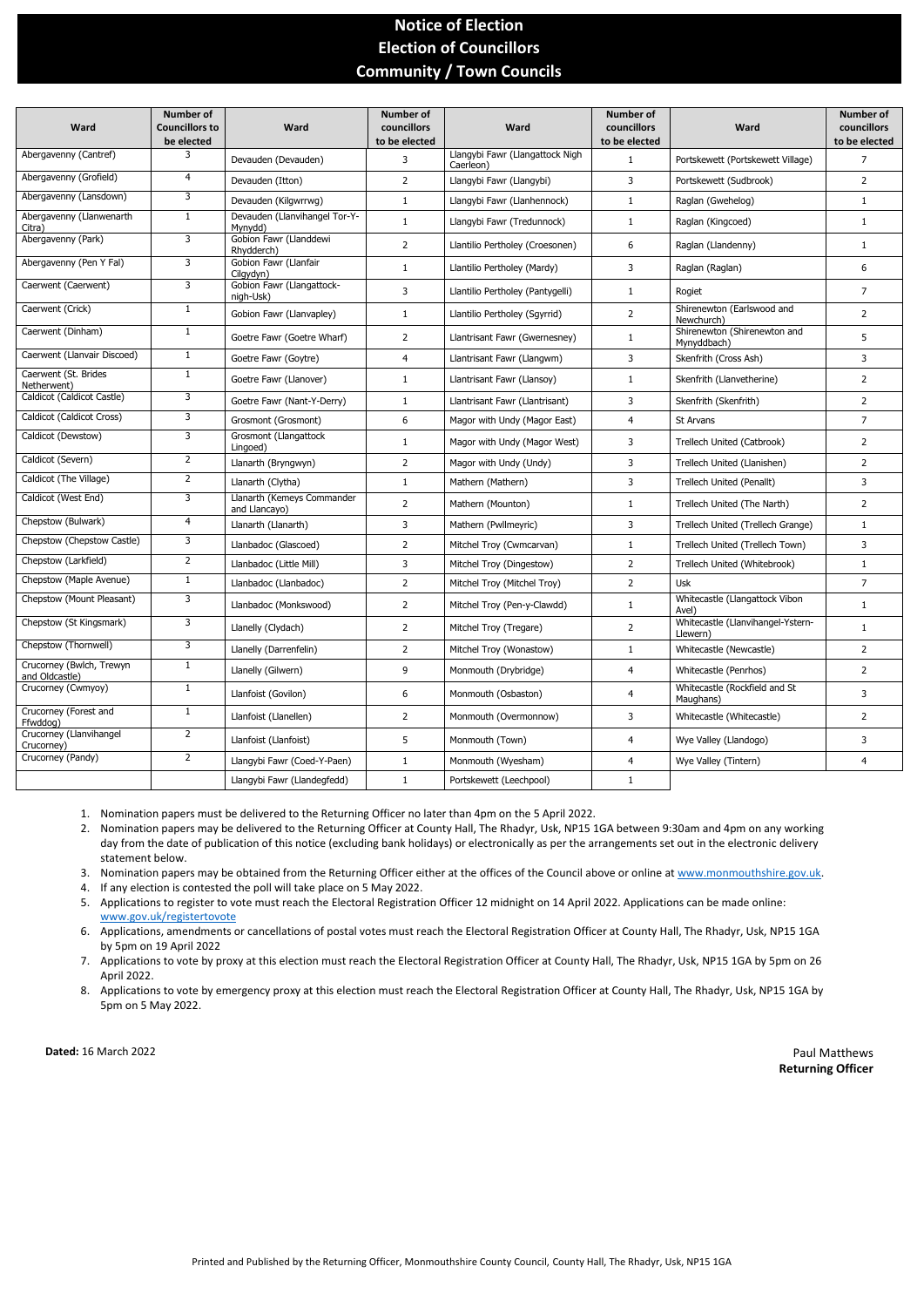# Notice of Election
# Election of Councillors
# Community / Town Councils

| Ward | Number of Councillors to be elected | Ward | Number of councillors to be elected | Ward | Number of councillors to be elected | Ward | Number of councillors to be elected |
|---|---|---|---|---|---|---|---|
| Abergavenny (Cantref) | 3 | Devauden (Devauden) | 3 | Llangybi Fawr (Llangattock Nigh Caerleon) | 1 | Portskewett (Portskewett Village) | 7 |
| Abergavenny (Grofield) | 4 | Devauden (Itton) | 2 | Llangybi Fawr (Llangybi) | 3 | Portskewett (Sudbrook) | 2 |
| Abergavenny (Lansdown) | 3 | Devauden (Kilgwrrwg) | 1 | Llangybi Fawr (Llanhennock) | 1 | Raglan (Gwehelog) | 1 |
| Abergavenny (Llanwenarth Citra) | 1 | Devauden (Llanvihangel Tor-Y-Mynydd) | 1 | Llangybi Fawr (Tredunnock) | 1 | Raglan (Kingcoed) | 1 |
| Abergavenny (Park) | 3 | Gobion Fawr (Llanddewi Rhydderch) | 2 | Llantilio Pertholey (Croesonen) | 6 | Raglan (Llandenny) | 1 |
| Abergavenny (Pen Y Fal) | 3 | Gobion Fawr (Llanfair Cilgydyn) | 1 | Llantilio Pertholey (Mardy) | 3 | Raglan (Raglan) | 6 |
| Caerwent (Caerwent) | 3 | Gobion Fawr (Llangattock-nigh-Usk) | 3 | Llantilio Pertholey (Pantygelli) | 1 | Rogiet | 7 |
| Caerwent (Crick) | 1 | Gobion Fawr (Llanvapley) | 1 | Llantilio Pertholey (Sgyrrid) | 2 | Shirenewton (Earlswood and Newchurch) | 2 |
| Caerwent (Dinham) | 1 | Goetre Fawr (Goetre Wharf) | 2 | Llantrisant Fawr (Gwernesney) | 1 | Shirenewton (Shirenewton and Mynyddbach) | 5 |
| Caerwent (Llanvair Discoed) | 1 | Goetre Fawr (Goytre) | 4 | Llantrisant Fawr (Llangwm) | 3 | Skenfrith (Cross Ash) | 3 |
| Caerwent (St. Brides Netherwent) | 1 | Goetre Fawr (Llanover) | 1 | Llantrisant Fawr (Llansoy) | 1 | Skenfrith (Llanvetherine) | 2 |
| Caldicot (Caldicot Castle) | 3 | Goetre Fawr (Nant-Y-Derry) | 1 | Llantrisant Fawr (Llantrisant) | 3 | Skenfrith (Skenfrith) | 2 |
| Caldicot (Caldicot Cross) | 3 | Grosmont (Grosmont) | 6 | Magor with Undy (Magor East) | 4 | St Arvans | 7 |
| Caldicot (Dewstow) | 3 | Grosmont (Llangattock Lingoed) | 1 | Magor with Undy (Magor West) | 3 | Trellech United (Catbrook) | 2 |
| Caldicot (Severn) | 2 | Llanarth (Bryngwyn) | 2 | Magor with Undy (Undy) | 3 | Trellech United (Llanishen) | 2 |
| Caldicot (The Village) | 2 | Llanarth (Clytha) | 1 | Mathern (Mathern) | 3 | Trellech United (Penallt) | 3 |
| Caldicot (West End) | 3 | Llanarth (Kemeys Commander and Llancayo) | 2 | Mathern (Mounton) | 1 | Trellech United (The Narth) | 2 |
| Chepstow (Bulwark) | 4 | Llanarth (Llanarth) | 3 | Mathern (Pwllmeyric) | 3 | Trellech United (Trellech Grange) | 1 |
| Chepstow (Chepstow Castle) | 3 | Llanbadoc (Glascoed) | 2 | Mitchel Troy (Cwmcarvan) | 1 | Trellech United (Trellech Town) | 3 |
| Chepstow (Larkfield) | 2 | Llanbadoc (Little Mill) | 3 | Mitchel Troy (Dingestow) | 2 | Trellech United (Whitebrook) | 1 |
| Chepstow (Maple Avenue) | 1 | Llanbadoc (Llanbadoc) | 2 | Mitchel Troy (Mitchel Troy) | 2 | Usk | 7 |
| Chepstow (Mount Pleasant) | 3 | Llanbadoc (Monkswood) | 2 | Mitchel Troy (Pen-y-Clawdd) | 1 | Whitecastle (Llangattock Vibon Avel) | 1 |
| Chepstow (St Kingsmark) | 3 | Llanelly (Clydach) | 2 | Mitchel Troy (Tregare) | 2 | Whitecastle (Llanvihangel-Ystern-Llewern) | 1 |
| Chepstow (Thornwell) | 3 | Llanelly (Darrenfelin) | 2 | Mitchel Troy (Wonastow) | 1 | Whitecastle (Newcastle) | 2 |
| Crucorney (Bwlch, Trewyn and Oldcastle) | 1 | Llanelly (Gilwern) | 9 | Monmouth (Drybridge) | 4 | Whitecastle (Penrhos) | 2 |
| Crucorney (Cwmyoy) | 1 | Llanfoist (Govilon) | 6 | Monmouth (Osbaston) | 4 | Whitecastle (Rockfield and St Maughans) | 3 |
| Crucorney (Forest and Ffwddog) | 1 | Llanfoist (Llanellen) | 2 | Monmouth (Overmonnow) | 3 | Whitecastle (Whitecastle) | 2 |
| Crucorney (Llanvihangel Crucorney) | 2 | Llanfoist (Llanfoist) | 5 | Monmouth (Town) | 4 | Wye Valley (Llandogo) | 3 |
| Crucorney (Pandy) | 2 | Llangybi Fawr (Coed-Y-Paen) | 1 | Monmouth (Wyesham) | 4 | Wye Valley (Tintern) | 4 |
| | | Llangybi Fawr (Llandegfedd) | 1 | Portskewett (Leechpool) | 1 | | |

1. Nomination papers must be delivered to the Returning Officer no later than 4pm on the 5 April 2022.
2. Nomination papers may be delivered to the Returning Officer at County Hall, The Rhadyr, Usk, NP15 1GA between 9:30am and 4pm on any working day from the date of publication of this notice (excluding bank holidays) or electronically as per the arrangements set out in the electronic delivery statement below.
3. Nomination papers may be obtained from the Returning Officer either at the offices of the Council above or online at www.monmouthshire.gov.uk.
4. If any election is contested the poll will take place on 5 May 2022.
5. Applications to register to vote must reach the Electoral Registration Officer 12 midnight on 14 April 2022. Applications can be made online: www.gov.uk/registertovote
6. Applications, amendments or cancellations of postal votes must reach the Electoral Registration Officer at County Hall, The Rhadyr, Usk, NP15 1GA by 5pm on 19 April 2022
7. Applications to vote by proxy at this election must reach the Electoral Registration Officer at County Hall, The Rhadyr, Usk, NP15 1GA by 5pm on 26 April 2022.
8. Applications to vote by emergency proxy at this election must reach the Electoral Registration Officer at County Hall, The Rhadyr, Usk, NP15 1GA by 5pm on 5 May 2022.

**Dated:** 16 March 2022

Paul Matthews
**Returning Officer**

Printed and Published by the Returning Officer, Monmouthshire County Council, County Hall, The Rhadyr, Usk, NP15 1GA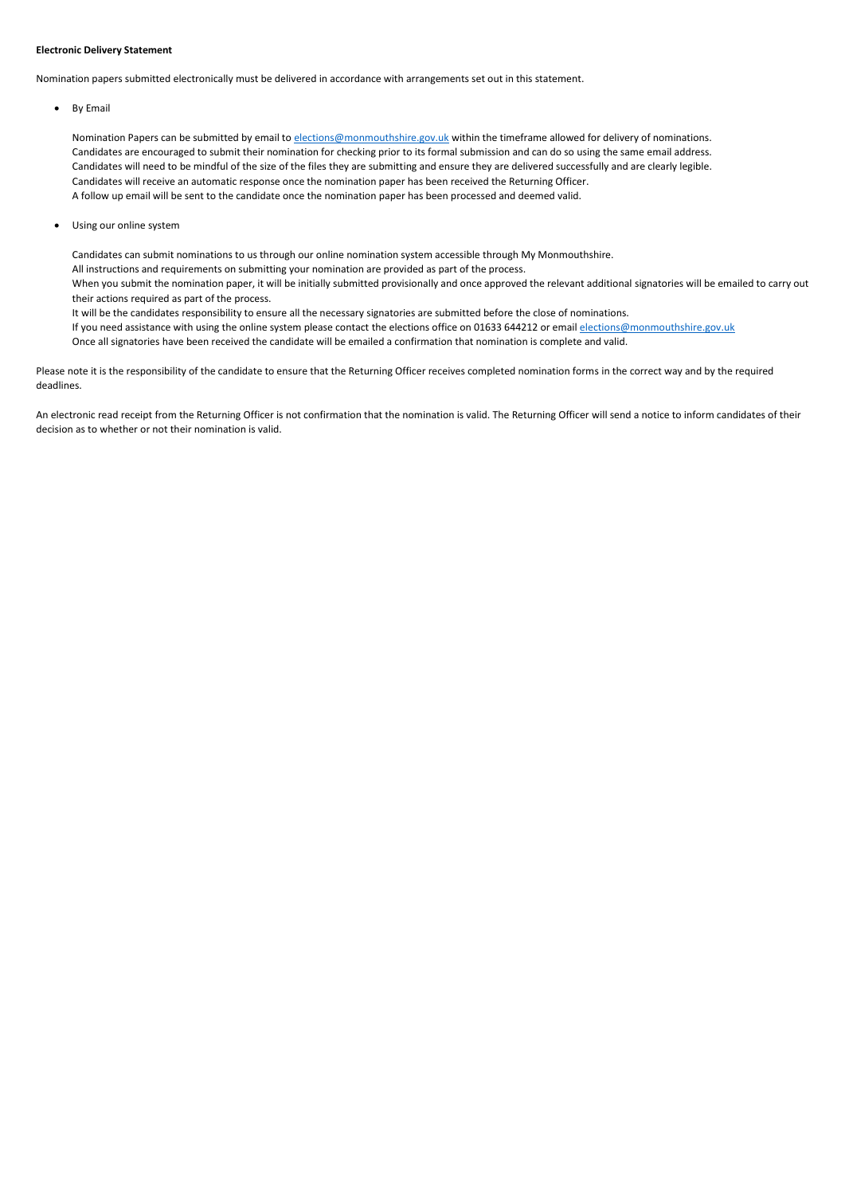**Electronic Delivery Statement**

Nomination papers submitted electronically must be delivered in accordance with arrangements set out in this statement.

- By Email

  Nomination Papers can be submitted by email to elections@monmouthshire.gov.uk within the timeframe allowed for delivery of nominations.
  Candidates are encouraged to submit their nomination for checking prior to its formal submission and can do so using the same email address.
  Candidates will need to be mindful of the size of the files they are submitting and ensure they are delivered successfully and are clearly legible.
  Candidates will receive an automatic response once the nomination paper has been received the Returning Officer.
  A follow up email will be sent to the candidate once the nomination paper has been processed and deemed valid.

- Using our online system

  Candidates can submit nominations to us through our online nomination system accessible through My Monmouthshire.
  All instructions and requirements on submitting your nomination are provided as part of the process.
  When you submit the nomination paper, it will be initially submitted provisionally and once approved the relevant additional signatories will be emailed to carry out their actions required as part of the process.
  It will be the candidates responsibility to ensure all the necessary signatories are submitted before the close of nominations.
  If you need assistance with using the online system please contact the elections office on 01633 644212 or email elections@monmouthshire.gov.uk
  Once all signatories have been received the candidate will be emailed a confirmation that nomination is complete and valid.

Please note it is the responsibility of the candidate to ensure that the Returning Officer receives completed nomination forms in the correct way and by the required deadlines.

An electronic read receipt from the Returning Officer is not confirmation that the nomination is valid. The Returning Officer will send a notice to inform candidates of their decision as to whether or not their nomination is valid.